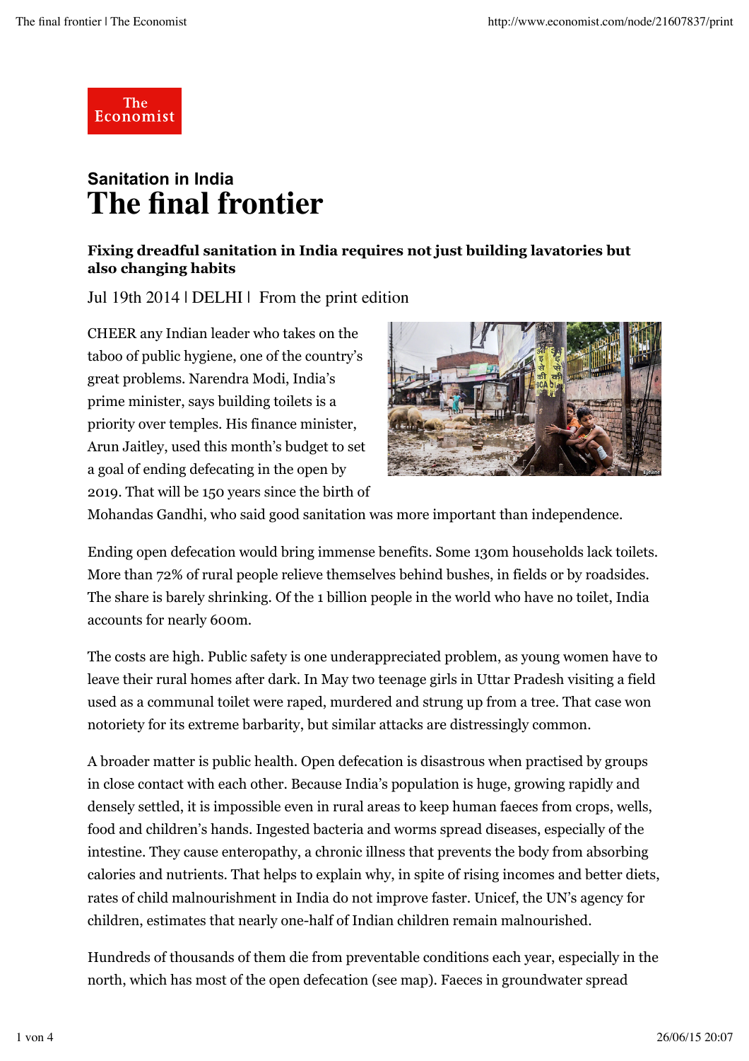## Sanitation in India

# The final frontier

**Fixing dreadful sanitation in India requires not just building lavatories but also changing habits**

Jul 19th 2014 | DELHI | From the print edition

CHEER any Indian leader who takes on the taboo of public hygiene, one of the country's great problems. Narendra Modi, India's prime minister, says building toilets is a priority over temples. His finance minister, Arun Jaitley, used this month's budget to set a goal of ending defecating in the open by 2019. That will be 150 years since the birth of Mohandas Gandhi, who said good sanitation was more important than independence.

Ending open defecation would bring immense benefits. Some 130m households lack toilets. More than 72% of rural people relieve themselves behind bushes, in fields or by roadsides. The share is barely shrinking. Of the 1 billion people in the world who have no toilet, India accounts for nearly 600m.

The costs are high. Public safety is one underappreciated problem, as young women have to leave their rural homes after dark. In May two teenage girls in Uttar Pradesh visiting a field used as a communal toilet were raped, murdered and strung up from a tree. That case won notoriety for its extreme barbarity, but similar attacks are distressingly common.

A broader matter is public health. Open defecation is disastrous when practised by groups in close contact with each other. Because India's population is huge, growing rapidly and densely settled, it is impossible even in rural areas to keep human faeces from crops, wells, food and children's hands. Ingested bacteria and worms spread diseases, especially of the intestine. They cause enteropathy, a chronic illness that prevents the body from absorbing calories and nutrients. That helps to explain why, in spite of rising incomes and better diets, rates of child malnourishment in India do not improve faster. Unicef, the UN's agency for children, estimates that nearly one-half of Indian children remain malnourished.

Hundreds of thousands of them die from preventable conditions each year, especially in the north, which has most of the open defecation (see map). Faeces in groundwater spread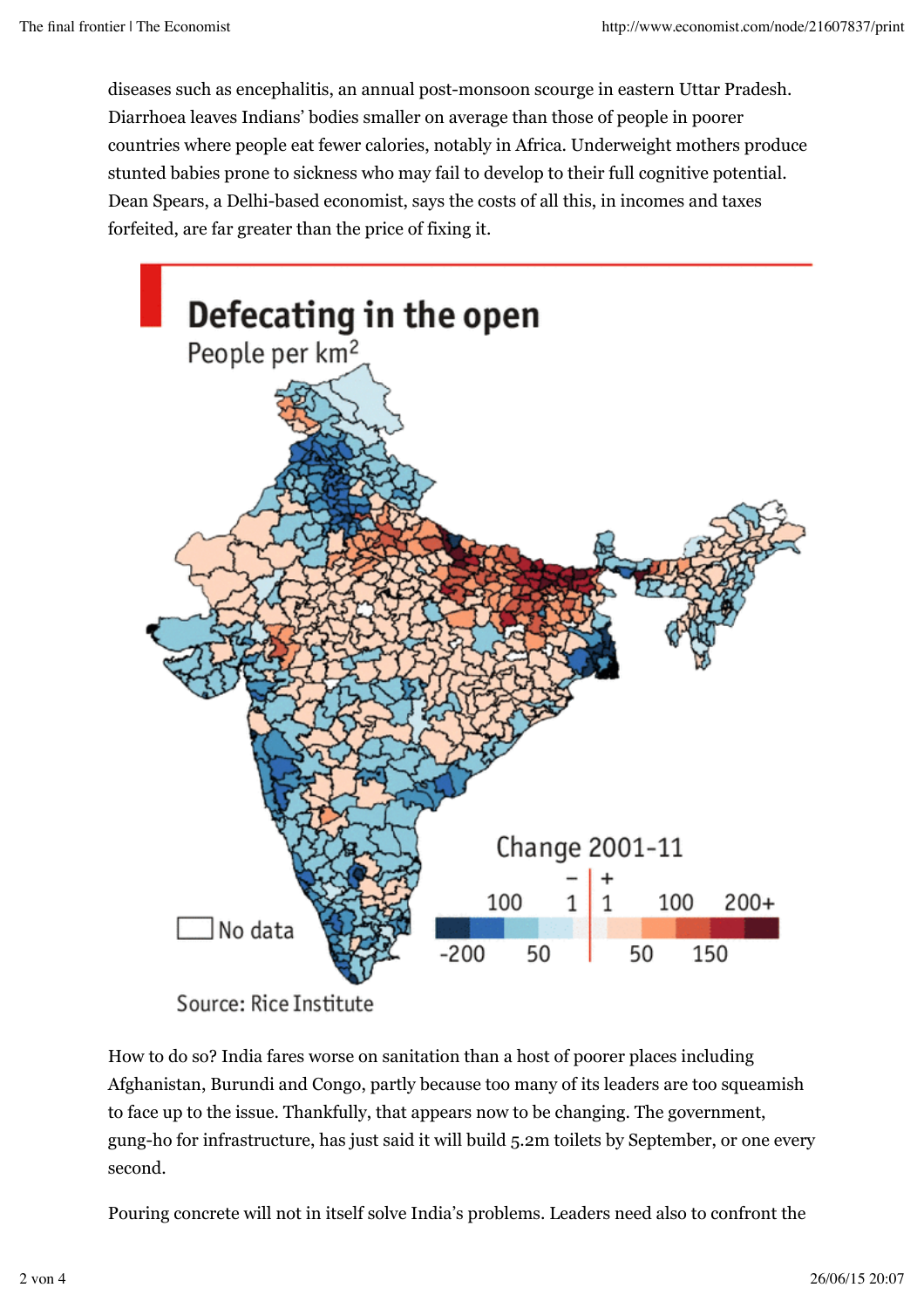diseases such as encephalitis, an annual post-monsoon scourge in eastern Uttar Pradesh. Diarrhoea leaves Indians' bodies smaller on average than those of people in poorer countries where people eat fewer calories, notably in Africa. Underweight mothers produce stunted babies prone to sickness who may fail to develop to their full cognitive potential. Dean Spears, a Delhi-based economist, says the costs of all this, in incomes and taxes forfeited, are far greater than the price of fixing it.

**Defecating in the open**

People per km$^2$

Change 2001-11

Source: Rice Institute

How to do so? India fares worse on sanitation than a host of poorer places including Afghanistan, Burundi and Congo, partly because too many of its leaders are too squeamish to face up to the issue. Thankfully, that appears now to be changing. The government, gung-ho for infrastructure, has just said it will build 5.2m toilets by September, or one every second.

Pouring concrete will not in itself solve India's problems. Leaders need also to confront the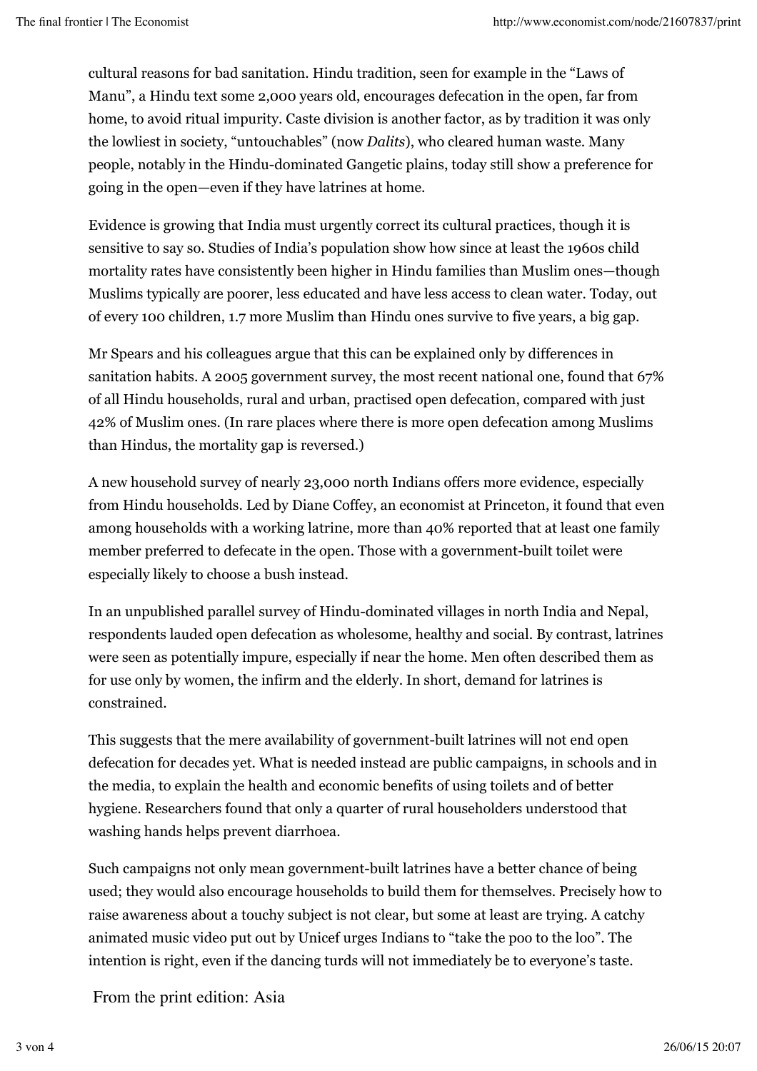cultural reasons for bad sanitation. Hindu tradition, seen for example in the “Laws of Manu”, a Hindu text some 2,000 years old, encourages defecation in the open, far from home, to avoid ritual impurity. Caste division is another factor, as by tradition it was only the lowliest in society, “untouchables” (now *Dalits*), who cleared human waste. Many people, notably in the Hindu-dominated Gangetic plains, today still show a preference for going in the open—even if they have latrines at home.

Evidence is growing that India must urgently correct its cultural practices, though it is sensitive to say so. Studies of India’s population show how since at least the 1960s child mortality rates have consistently been higher in Hindu families than Muslim ones—though Muslims typically are poorer, less educated and have less access to clean water. Today, out of every 100 children, 1.7 more Muslim than Hindu ones survive to five years, a big gap.

Mr Spears and his colleagues argue that this can be explained only by differences in sanitation habits. A 2005 government survey, the most recent national one, found that 67% of all Hindu households, rural and urban, practised open defecation, compared with just 42% of Muslim ones. (In rare places where there is more open defecation among Muslims than Hindus, the mortality gap is reversed.)

A new household survey of nearly 23,000 north Indians offers more evidence, especially from Hindu households. Led by Diane Coffey, an economist at Princeton, it found that even among households with a working latrine, more than 40% reported that at least one family member preferred to defecate in the open. Those with a government-built toilet were especially likely to choose a bush instead.

In an unpublished parallel survey of Hindu-dominated villages in north India and Nepal, respondents lauded open defecation as wholesome, healthy and social. By contrast, latrines were seen as potentially impure, especially if near the home. Men often described them as for use only by women, the infirm and the elderly. In short, demand for latrines is constrained.

This suggests that the mere availability of government-built latrines will not end open defecation for decades yet. What is needed instead are public campaigns, in schools and in the media, to explain the health and economic benefits of using toilets and of better hygiene. Researchers found that only a quarter of rural householders understood that washing hands helps prevent diarrhoea.

Such campaigns not only mean government-built latrines have a better chance of being used; they would also encourage households to build them for themselves. Precisely how to raise awareness about a touchy subject is not clear, but some at least are trying. A catchy animated music video put out by Unicef urges Indians to “take the poo to the loo”. The intention is right, even if the dancing turds will not immediately be to everyone’s taste.

From the print edition: Asia